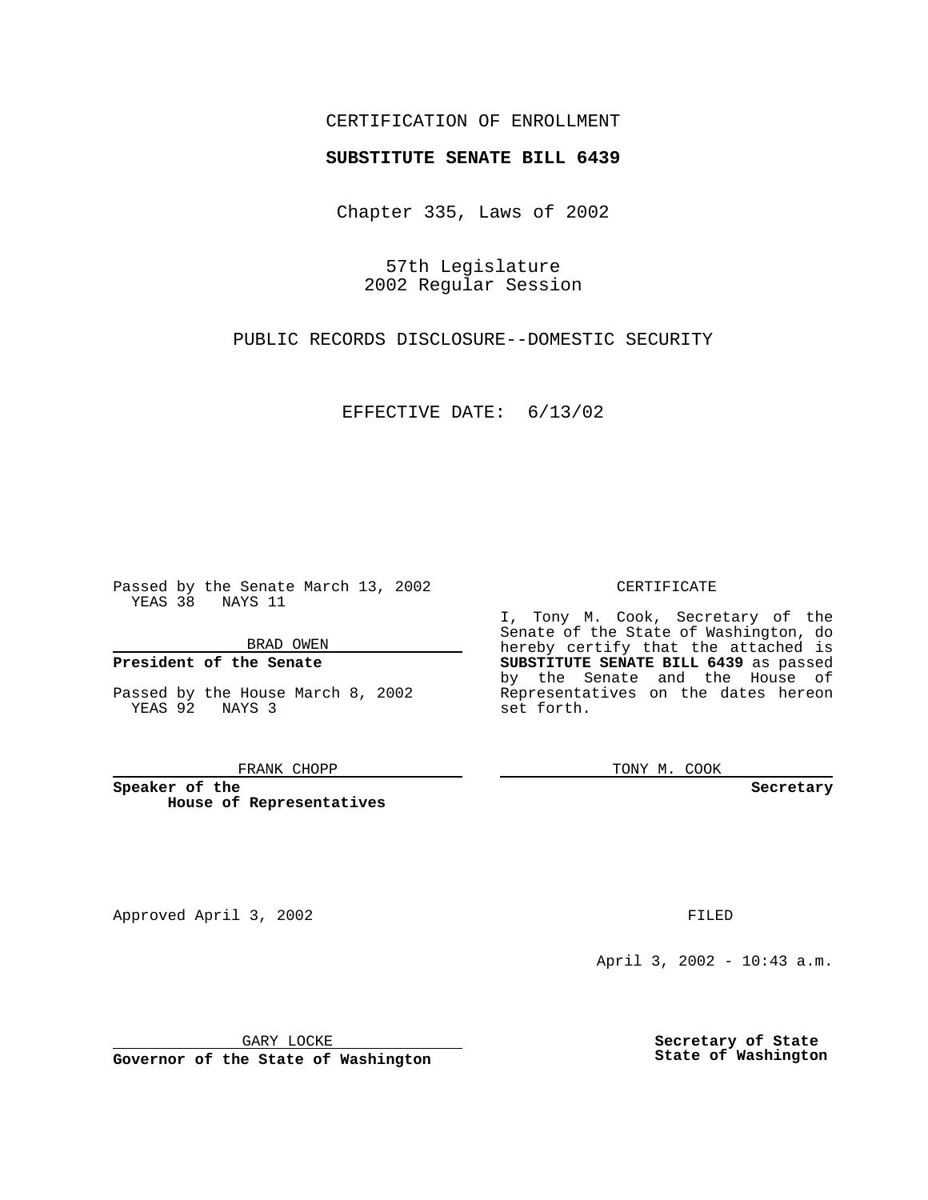CERTIFICATION OF ENROLLMENT

**SUBSTITUTE SENATE BILL 6439**

Chapter 335, Laws of 2002

57th Legislature
2002 Regular Session

PUBLIC RECORDS DISCLOSURE--DOMESTIC SECURITY

EFFECTIVE DATE: 6/13/02

Passed by the Senate March 13, 2002
YEAS 38 NAYS 11

BRAD OWEN

**President of the Senate**

Passed by the House March 8, 2002
YEAS 92 NAYS 3

FRANK CHOPP

**Speaker of the House of Representatives**

CERTIFICATE

I, Tony M. Cook, Secretary of the Senate of the State of Washington, do hereby certify that the attached is **SUBSTITUTE SENATE BILL 6439** as passed by the Senate and the House of Representatives on the dates hereon set forth.

TONY M. COOK

**Secretary**

Approved April 3, 2002

GARY LOCKE

**Governor of the State of Washington**

FILED

April 3, 2002 - 10:43 a.m.

**Secretary of State**
**State of Washington**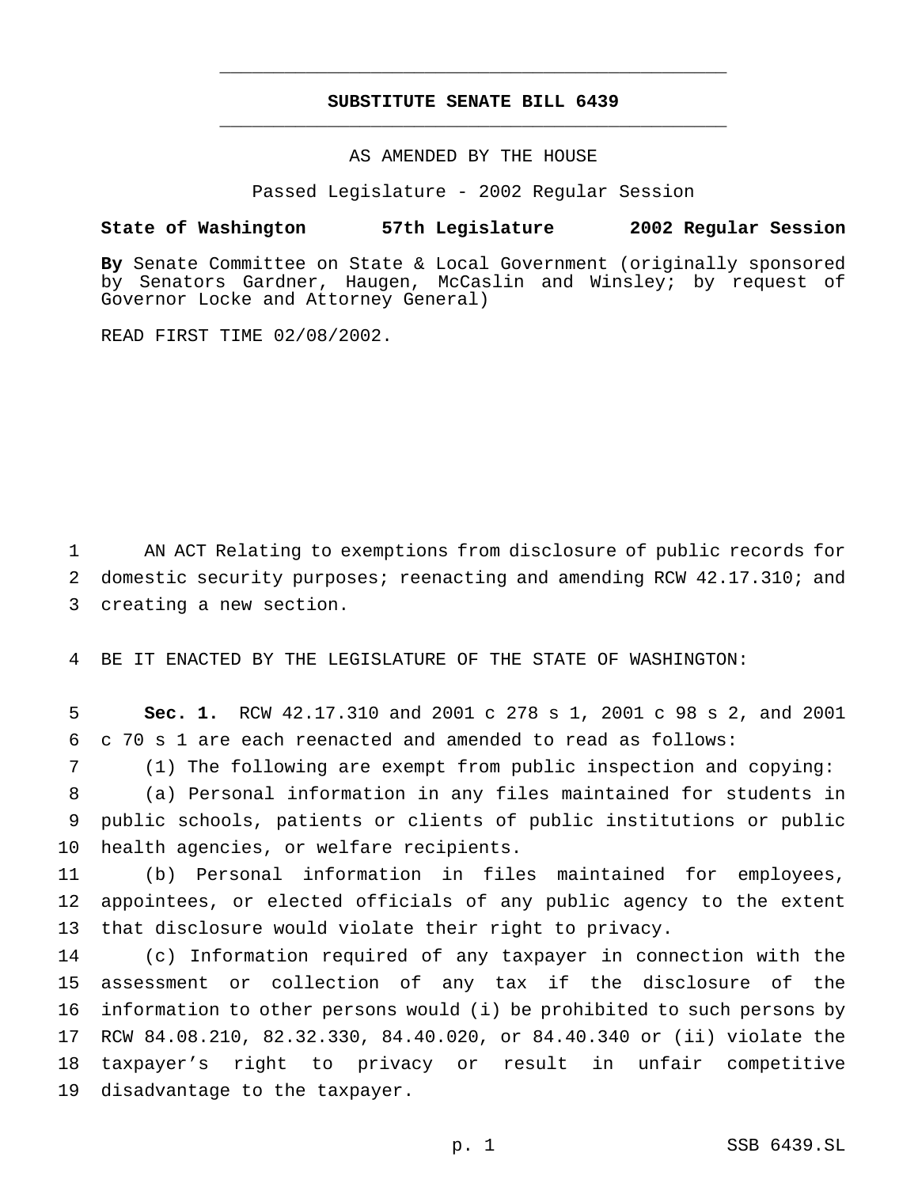# SUBSTITUTE SENATE BILL 6439

AS AMENDED BY THE HOUSE

Passed Legislature - 2002 Regular Session

**State of Washington 57th Legislature 2002 Regular Session**

**By** Senate Committee on State & Local Government (originally sponsored by Senators Gardner, Haugen, McCaslin and Winsley; by request of Governor Locke and Attorney General)

READ FIRST TIME 02/08/2002.

AN ACT Relating to exemptions from disclosure of public records for domestic security purposes; reenacting and amending RCW 42.17.310; and creating a new section.

BE IT ENACTED BY THE LEGISLATURE OF THE STATE OF WASHINGTON:

**Sec. 1.** RCW 42.17.310 and 2001 c 278 s 1, 2001 c 98 s 2, and 2001 c 70 s 1 are each reenacted and amended to read as follows:

(1) The following are exempt from public inspection and copying:

(a) Personal information in any files maintained for students in public schools, patients or clients of public institutions or public health agencies, or welfare recipients.

(b) Personal information in files maintained for employees, appointees, or elected officials of any public agency to the extent that disclosure would violate their right to privacy.

(c) Information required of any taxpayer in connection with the assessment or collection of any tax if the disclosure of the information to other persons would (i) be prohibited to such persons by RCW 84.08.210, 82.32.330, 84.40.020, or 84.40.340 or (ii) violate the taxpayer's right to privacy or result in unfair competitive disadvantage to the taxpayer.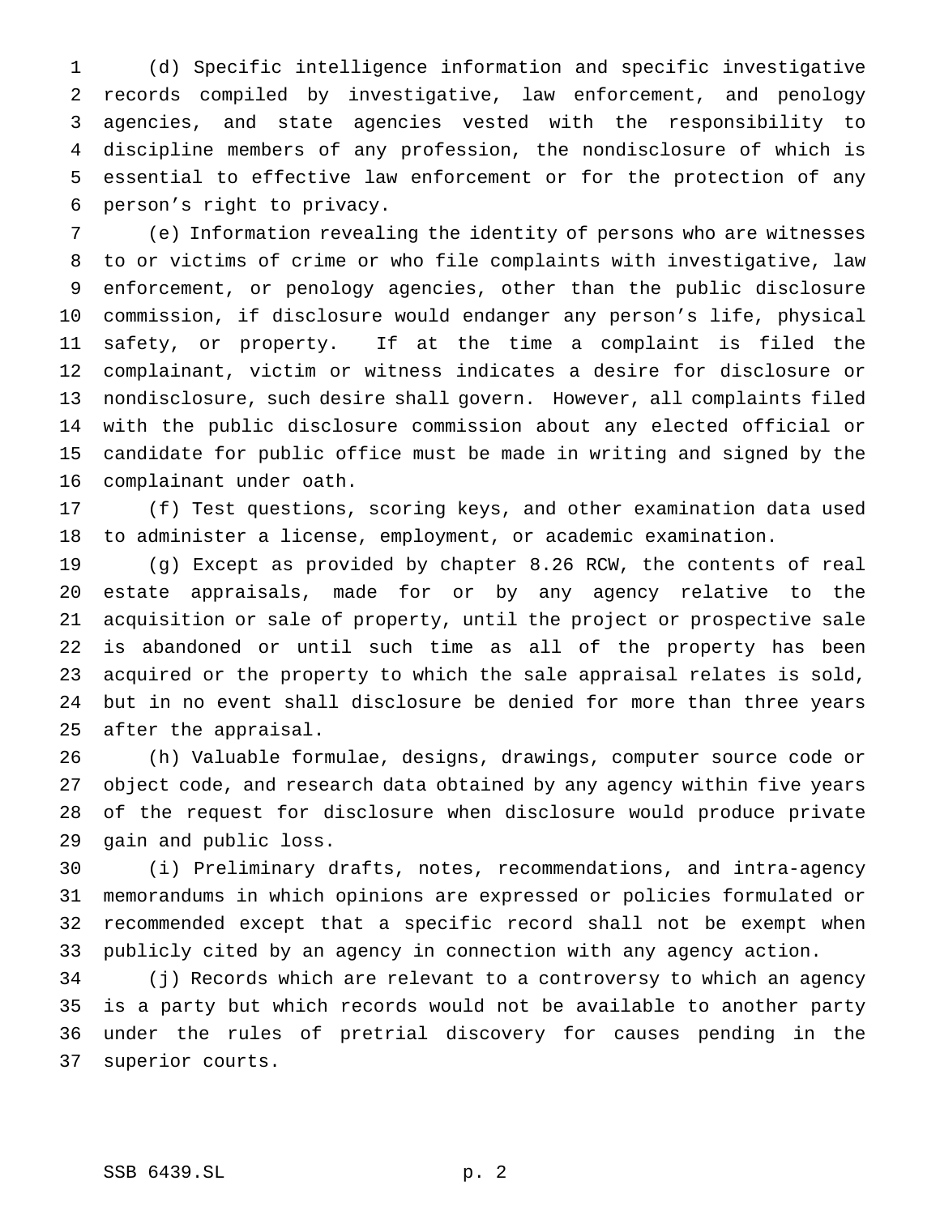(d) Specific intelligence information and specific investigative records compiled by investigative, law enforcement, and penology agencies, and state agencies vested with the responsibility to discipline members of any profession, the nondisclosure of which is essential to effective law enforcement or for the protection of any person's right to privacy.

(e) Information revealing the identity of persons who are witnesses to or victims of crime or who file complaints with investigative, law enforcement, or penology agencies, other than the public disclosure commission, if disclosure would endanger any person's life, physical safety, or property. If at the time a complaint is filed the complainant, victim or witness indicates a desire for disclosure or nondisclosure, such desire shall govern. However, all complaints filed with the public disclosure commission about any elected official or candidate for public office must be made in writing and signed by the complainant under oath.

(f) Test questions, scoring keys, and other examination data used to administer a license, employment, or academic examination.

(g) Except as provided by chapter 8.26 RCW, the contents of real estate appraisals, made for or by any agency relative to the acquisition or sale of property, until the project or prospective sale is abandoned or until such time as all of the property has been acquired or the property to which the sale appraisal relates is sold, but in no event shall disclosure be denied for more than three years after the appraisal.

(h) Valuable formulae, designs, drawings, computer source code or object code, and research data obtained by any agency within five years of the request for disclosure when disclosure would produce private gain and public loss.

(i) Preliminary drafts, notes, recommendations, and intra-agency memorandums in which opinions are expressed or policies formulated or recommended except that a specific record shall not be exempt when publicly cited by an agency in connection with any agency action.

(j) Records which are relevant to a controversy to which an agency is a party but which records would not be available to another party under the rules of pretrial discovery for causes pending in the superior courts.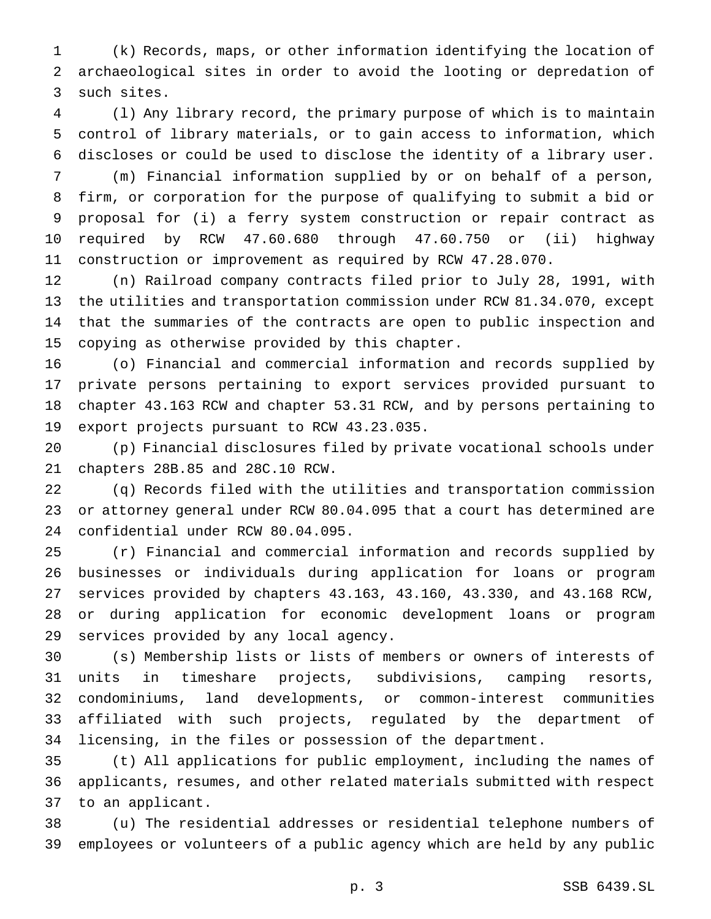(k) Records, maps, or other information identifying the location of archaeological sites in order to avoid the looting or depredation of such sites.

(l) Any library record, the primary purpose of which is to maintain control of library materials, or to gain access to information, which discloses or could be used to disclose the identity of a library user.

(m) Financial information supplied by or on behalf of a person, firm, or corporation for the purpose of qualifying to submit a bid or proposal for (i) a ferry system construction or repair contract as required by RCW 47.60.680 through 47.60.750 or (ii) highway construction or improvement as required by RCW 47.28.070.

(n) Railroad company contracts filed prior to July 28, 1991, with the utilities and transportation commission under RCW 81.34.070, except that the summaries of the contracts are open to public inspection and copying as otherwise provided by this chapter.

(o) Financial and commercial information and records supplied by private persons pertaining to export services provided pursuant to chapter 43.163 RCW and chapter 53.31 RCW, and by persons pertaining to export projects pursuant to RCW 43.23.035.

(p) Financial disclosures filed by private vocational schools under chapters 28B.85 and 28C.10 RCW.

(q) Records filed with the utilities and transportation commission or attorney general under RCW 80.04.095 that a court has determined are confidential under RCW 80.04.095.

(r) Financial and commercial information and records supplied by businesses or individuals during application for loans or program services provided by chapters 43.163, 43.160, 43.330, and 43.168 RCW, or during application for economic development loans or program services provided by any local agency.

(s) Membership lists or lists of members or owners of interests of units in timeshare projects, subdivisions, camping resorts, condominiums, land developments, or common-interest communities affiliated with such projects, regulated by the department of licensing, in the files or possession of the department.

(t) All applications for public employment, including the names of applicants, resumes, and other related materials submitted with respect to an applicant.

(u) The residential addresses or residential telephone numbers of employees or volunteers of a public agency which are held by any public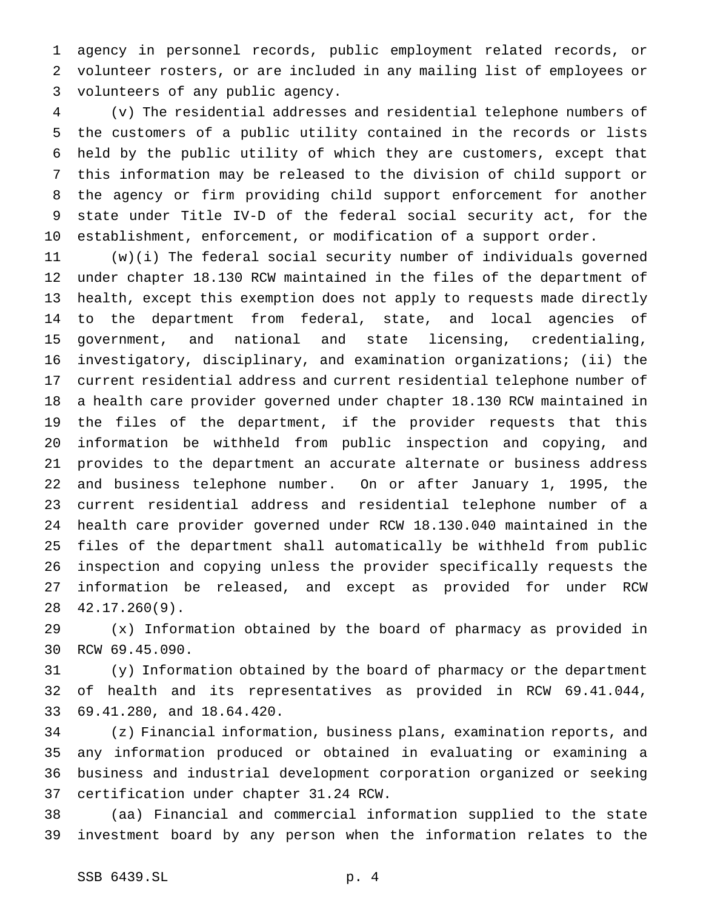agency in personnel records, public employment related records, or volunteer rosters, or are included in any mailing list of employees or volunteers of any public agency.

(v) The residential addresses and residential telephone numbers of the customers of a public utility contained in the records or lists held by the public utility of which they are customers, except that this information may be released to the division of child support or the agency or firm providing child support enforcement for another state under Title IV-D of the federal social security act, for the establishment, enforcement, or modification of a support order.

(w)(i) The federal social security number of individuals governed under chapter 18.130 RCW maintained in the files of the department of health, except this exemption does not apply to requests made directly to the department from federal, state, and local agencies of government, and national and state licensing, credentialing, investigatory, disciplinary, and examination organizations; (ii) the current residential address and current residential telephone number of a health care provider governed under chapter 18.130 RCW maintained in the files of the department, if the provider requests that this information be withheld from public inspection and copying, and provides to the department an accurate alternate or business address and business telephone number. On or after January 1, 1995, the current residential address and residential telephone number of a health care provider governed under RCW 18.130.040 maintained in the files of the department shall automatically be withheld from public inspection and copying unless the provider specifically requests the information be released, and except as provided for under RCW 42.17.260(9).

(x) Information obtained by the board of pharmacy as provided in RCW 69.45.090.

(y) Information obtained by the board of pharmacy or the department of health and its representatives as provided in RCW 69.41.044, 69.41.280, and 18.64.420.

(z) Financial information, business plans, examination reports, and any information produced or obtained in evaluating or examining a business and industrial development corporation organized or seeking certification under chapter 31.24 RCW.

(aa) Financial and commercial information supplied to the state investment board by any person when the information relates to the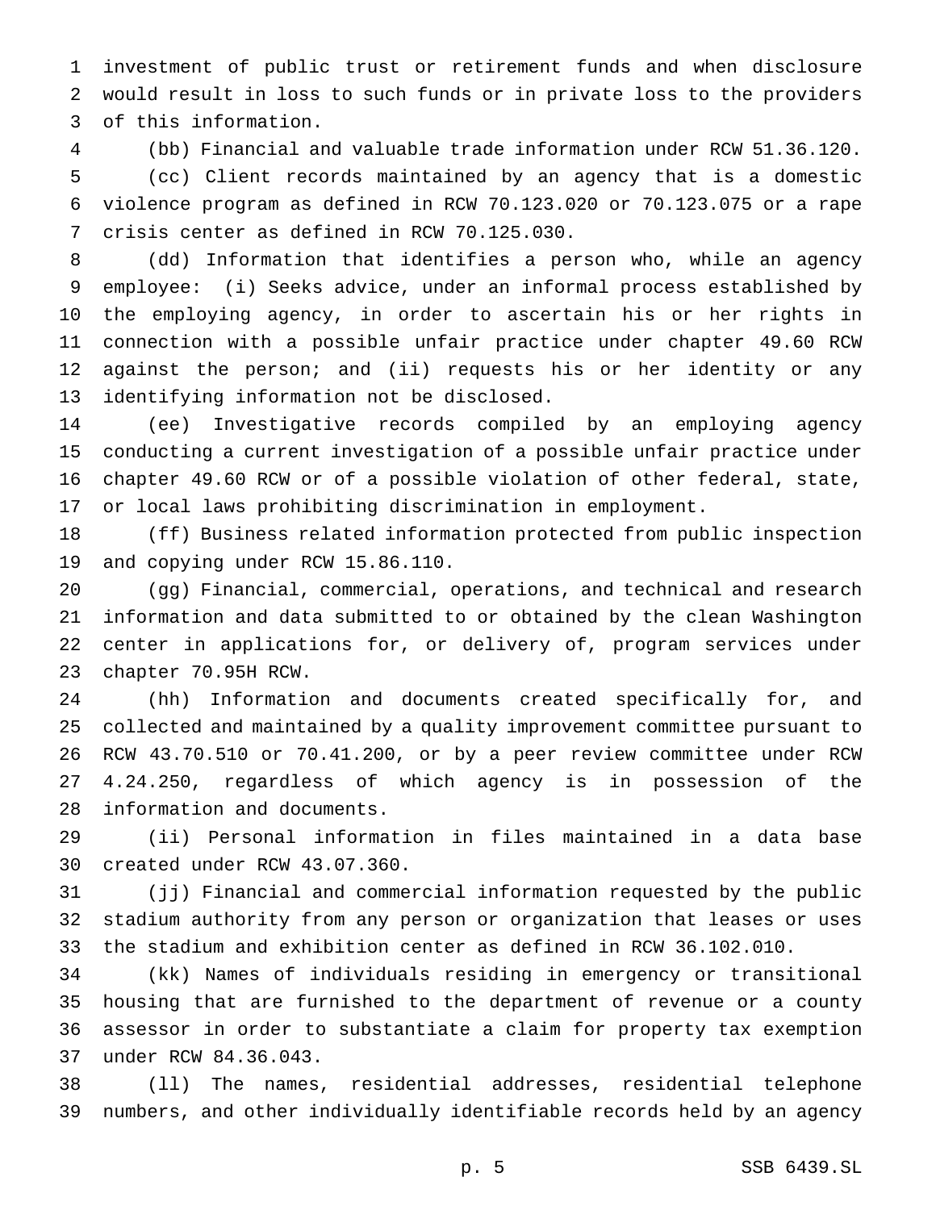investment of public trust or retirement funds and when disclosure would result in loss to such funds or in private loss to the providers of this information.

(bb) Financial and valuable trade information under RCW 51.36.120.

(cc) Client records maintained by an agency that is a domestic violence program as defined in RCW 70.123.020 or 70.123.075 or a rape crisis center as defined in RCW 70.125.030.

(dd) Information that identifies a person who, while an agency employee: (i) Seeks advice, under an informal process established by the employing agency, in order to ascertain his or her rights in connection with a possible unfair practice under chapter 49.60 RCW against the person; and (ii) requests his or her identity or any identifying information not be disclosed.

(ee) Investigative records compiled by an employing agency conducting a current investigation of a possible unfair practice under chapter 49.60 RCW or of a possible violation of other federal, state, or local laws prohibiting discrimination in employment.

(ff) Business related information protected from public inspection and copying under RCW 15.86.110.

(gg) Financial, commercial, operations, and technical and research information and data submitted to or obtained by the clean Washington center in applications for, or delivery of, program services under chapter 70.95H RCW.

(hh) Information and documents created specifically for, and collected and maintained by a quality improvement committee pursuant to RCW 43.70.510 or 70.41.200, or by a peer review committee under RCW 4.24.250, regardless of which agency is in possession of the information and documents.

(ii) Personal information in files maintained in a data base created under RCW 43.07.360.

(jj) Financial and commercial information requested by the public stadium authority from any person or organization that leases or uses the stadium and exhibition center as defined in RCW 36.102.010.

(kk) Names of individuals residing in emergency or transitional housing that are furnished to the department of revenue or a county assessor in order to substantiate a claim for property tax exemption under RCW 84.36.043.

(ll) The names, residential addresses, residential telephone numbers, and other individually identifiable records held by an agency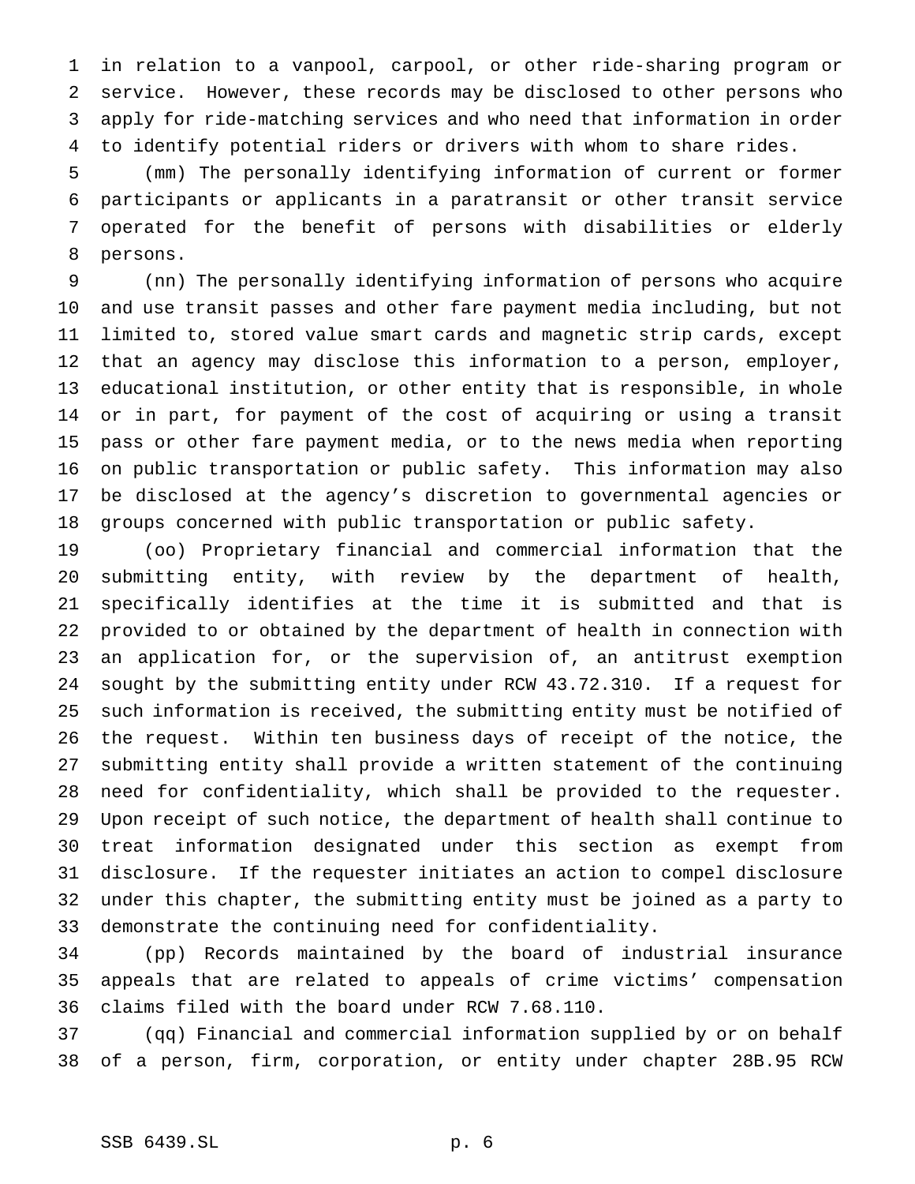in relation to a vanpool, carpool, or other ride-sharing program or service. However, these records may be disclosed to other persons who apply for ride-matching services and who need that information in order to identify potential riders or drivers with whom to share rides.

(mm) The personally identifying information of current or former participants or applicants in a paratransit or other transit service operated for the benefit of persons with disabilities or elderly persons.

(nn) The personally identifying information of persons who acquire and use transit passes and other fare payment media including, but not limited to, stored value smart cards and magnetic strip cards, except that an agency may disclose this information to a person, employer, educational institution, or other entity that is responsible, in whole or in part, for payment of the cost of acquiring or using a transit pass or other fare payment media, or to the news media when reporting on public transportation or public safety. This information may also be disclosed at the agency's discretion to governmental agencies or groups concerned with public transportation or public safety.

(oo) Proprietary financial and commercial information that the submitting entity, with review by the department of health, specifically identifies at the time it is submitted and that is provided to or obtained by the department of health in connection with an application for, or the supervision of, an antitrust exemption sought by the submitting entity under RCW 43.72.310. If a request for such information is received, the submitting entity must be notified of the request. Within ten business days of receipt of the notice, the submitting entity shall provide a written statement of the continuing need for confidentiality, which shall be provided to the requester. Upon receipt of such notice, the department of health shall continue to treat information designated under this section as exempt from disclosure. If the requester initiates an action to compel disclosure under this chapter, the submitting entity must be joined as a party to demonstrate the continuing need for confidentiality.

(pp) Records maintained by the board of industrial insurance appeals that are related to appeals of crime victims' compensation claims filed with the board under RCW 7.68.110.

(qq) Financial and commercial information supplied by or on behalf of a person, firm, corporation, or entity under chapter 28B.95 RCW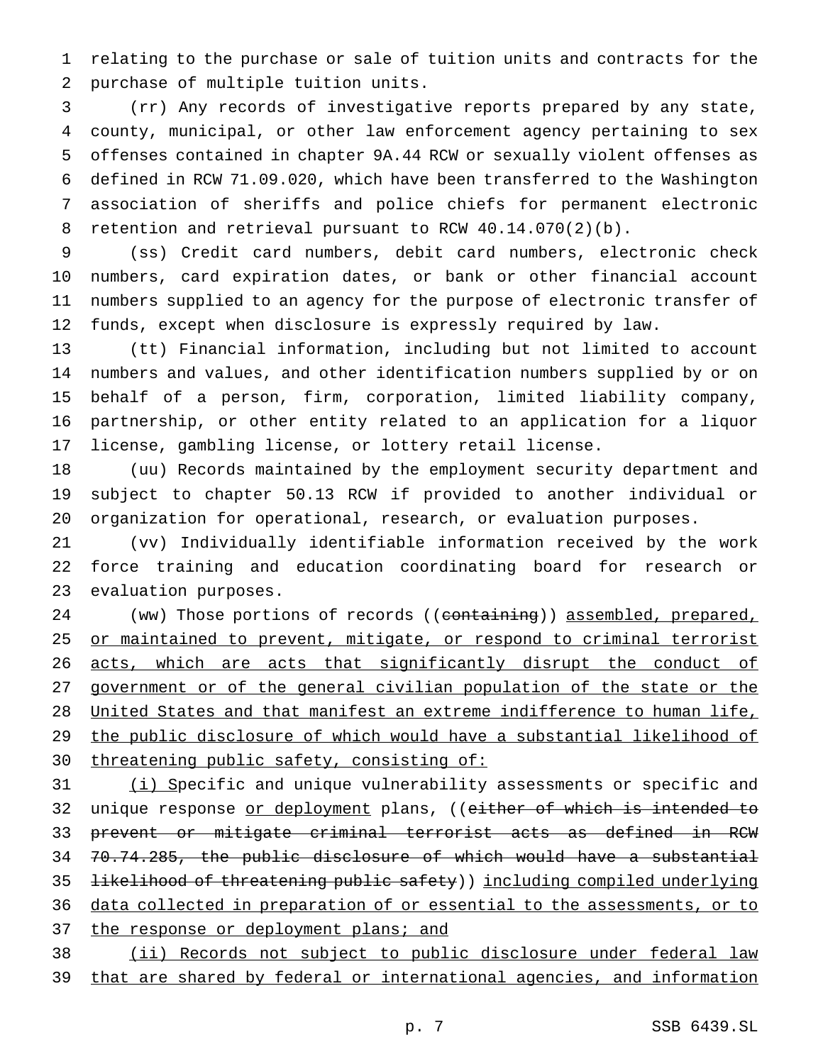relating to the purchase or sale of tuition units and contracts for the purchase of multiple tuition units.

(rr) Any records of investigative reports prepared by any state, county, municipal, or other law enforcement agency pertaining to sex offenses contained in chapter 9A.44 RCW or sexually violent offenses as defined in RCW 71.09.020, which have been transferred to the Washington association of sheriffs and police chiefs for permanent electronic retention and retrieval pursuant to RCW 40.14.070(2)(b).

(ss) Credit card numbers, debit card numbers, electronic check numbers, card expiration dates, or bank or other financial account numbers supplied to an agency for the purpose of electronic transfer of funds, except when disclosure is expressly required by law.

(tt) Financial information, including but not limited to account numbers and values, and other identification numbers supplied by or on behalf of a person, firm, corporation, limited liability company, partnership, or other entity related to an application for a liquor license, gambling license, or lottery retail license.

(uu) Records maintained by the employment security department and subject to chapter 50.13 RCW if provided to another individual or organization for operational, research, or evaluation purposes.

(vv) Individually identifiable information received by the work force training and education coordinating board for research or evaluation purposes.

(ww) Those portions of records ((~~containing~~)) <u>assembled, prepared, or maintained to prevent, mitigate, or respond to criminal terrorist acts, which are acts that significantly disrupt the conduct of government or of the general civilian population of the state or the United States and that manifest an extreme indifference to human life, the public disclosure of which would have a substantial likelihood of threatening public safety, consisting of:</u>

<u>(i) S</u>pecific and unique vulnerability assessments or specific and unique response <u>or deployment</u> plans, ((~~either of which is intended to prevent or mitigate criminal terrorist acts as defined in RCW 70.74.285, the public disclosure of which would have a substantial likelihood of threatening public safety~~)) <u>including compiled underlying data collected in preparation of or essential to the assessments, or to the response or deployment plans; and</u>

<u>(ii) Records not subject to public disclosure under federal law that are shared by federal or international agencies, and information</u>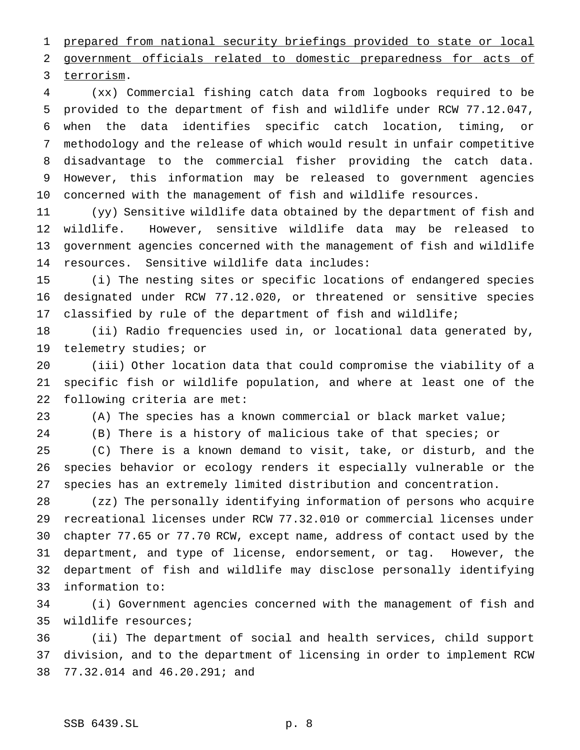prepared from national security briefings provided to state or local government officials related to domestic preparedness for acts of terrorism.

(xx) Commercial fishing catch data from logbooks required to be provided to the department of fish and wildlife under RCW 77.12.047, when the data identifies specific catch location, timing, or methodology and the release of which would result in unfair competitive disadvantage to the commercial fisher providing the catch data. However, this information may be released to government agencies concerned with the management of fish and wildlife resources.

(yy) Sensitive wildlife data obtained by the department of fish and wildlife. However, sensitive wildlife data may be released to government agencies concerned with the management of fish and wildlife resources. Sensitive wildlife data includes:

(i) The nesting sites or specific locations of endangered species designated under RCW 77.12.020, or threatened or sensitive species classified by rule of the department of fish and wildlife;

(ii) Radio frequencies used in, or locational data generated by, telemetry studies; or

(iii) Other location data that could compromise the viability of a specific fish or wildlife population, and where at least one of the following criteria are met:

(A) The species has a known commercial or black market value;

(B) There is a history of malicious take of that species; or

(C) There is a known demand to visit, take, or disturb, and the species behavior or ecology renders it especially vulnerable or the species has an extremely limited distribution and concentration.

(zz) The personally identifying information of persons who acquire recreational licenses under RCW 77.32.010 or commercial licenses under chapter 77.65 or 77.70 RCW, except name, address of contact used by the department, and type of license, endorsement, or tag. However, the department of fish and wildlife may disclose personally identifying information to:

(i) Government agencies concerned with the management of fish and wildlife resources;

(ii) The department of social and health services, child support division, and to the department of licensing in order to implement RCW 77.32.014 and 46.20.291; and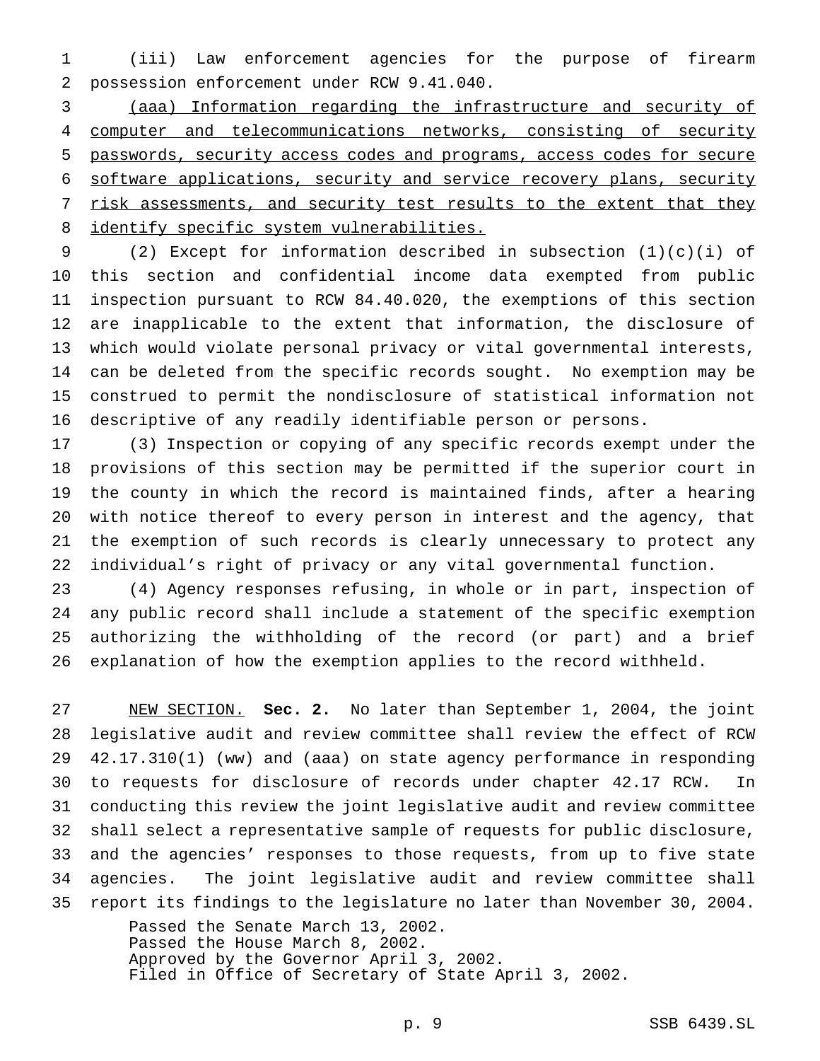(iii) Law enforcement agencies for the purpose of firearm possession enforcement under RCW 9.41.040.

<u>(aaa) Information regarding the infrastructure and security of computer and telecommunications networks, consisting of security passwords, security access codes and programs, access codes for secure software applications, security and service recovery plans, security risk assessments, and security test results to the extent that they identify specific system vulnerabilities.</u>

(2) Except for information described in subsection (1)(c)(i) of this section and confidential income data exempted from public inspection pursuant to RCW 84.40.020, the exemptions of this section are inapplicable to the extent that information, the disclosure of which would violate personal privacy or vital governmental interests, can be deleted from the specific records sought. No exemption may be construed to permit the nondisclosure of statistical information not descriptive of any readily identifiable person or persons.

(3) Inspection or copying of any specific records exempt under the provisions of this section may be permitted if the superior court in the county in which the record is maintained finds, after a hearing with notice thereof to every person in interest and the agency, that the exemption of such records is clearly unnecessary to protect any individual's right of privacy or any vital governmental function.

(4) Agency responses refusing, in whole or in part, inspection of any public record shall include a statement of the specific exemption authorizing the withholding of the record (or part) and a brief explanation of how the exemption applies to the record withheld.

<u>NEW SECTION.</u> **Sec. 2.** No later than September 1, 2004, the joint legislative audit and review committee shall review the effect of RCW 42.17.310(1) (ww) and (aaa) on state agency performance in responding to requests for disclosure of records under chapter 42.17 RCW. In conducting this review the joint legislative audit and review committee shall select a representative sample of requests for public disclosure, and the agencies' responses to those requests, from up to five state agencies. The joint legislative audit and review committee shall report its findings to the legislature no later than November 30, 2004.

Passed the Senate March 13, 2002.
Passed the House March 8, 2002.
Approved by the Governor April 3, 2002.
Filed in Office of Secretary of State April 3, 2002.